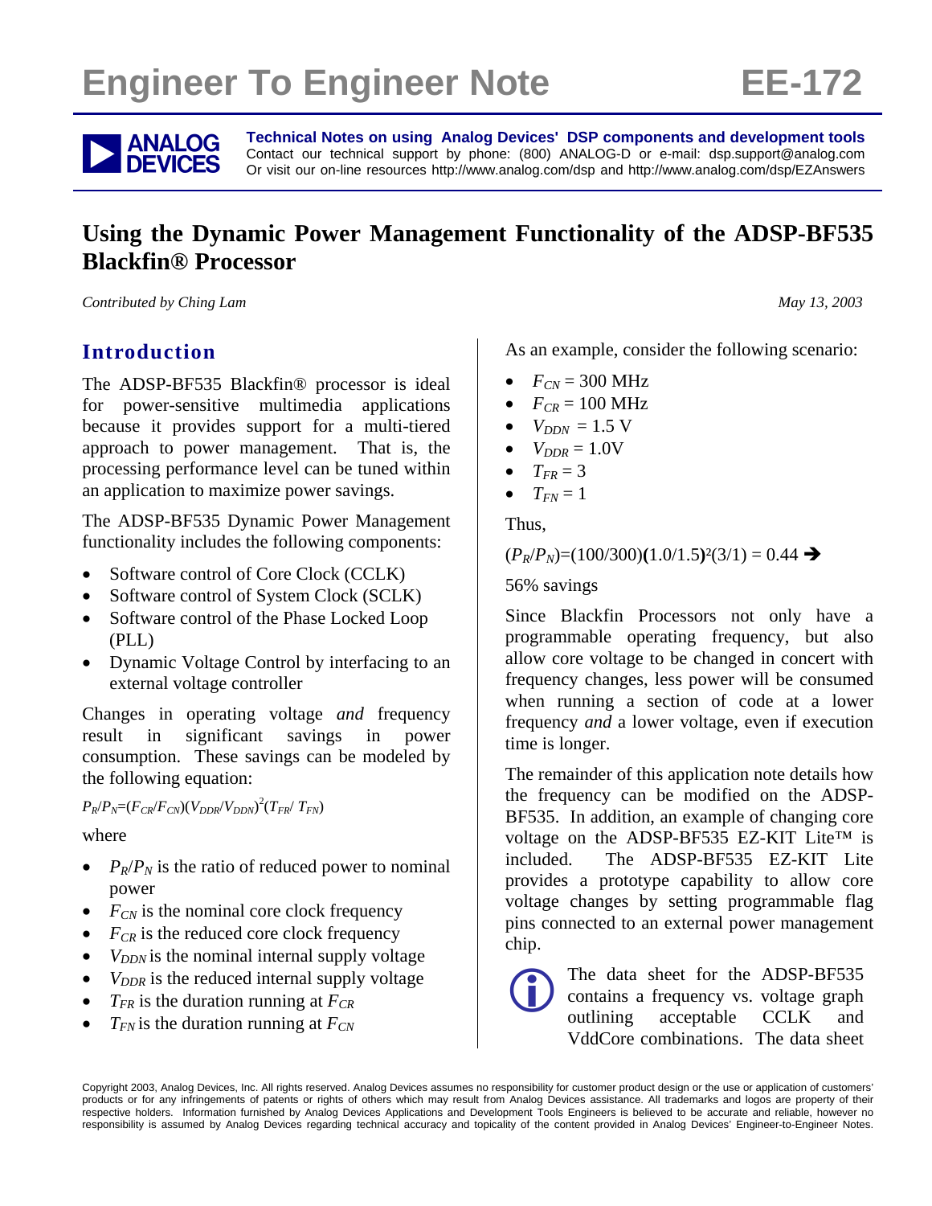# Engineer To Engineer Note EE-172

**Technical Notes on using Analog Devices' DSP components and development tools**
Contact our technical support by phone: (800) ANALOG-D or e-mail: dsp.support@analog.com
Or visit our on-line resources http://www.analog.com/dsp and http://www.analog.com/dsp/EZAnswers

# Using the Dynamic Power Management Functionality of the ADSP-BF535 Blackfin® Processor

*Contributed by Ching Lam* *May 13, 2003*

## Introduction

The ADSP-BF535 Blackfin® processor is ideal for power-sensitive multimedia applications because it provides support for a multi-tiered approach to power management. That is, the processing performance level can be tuned within an application to maximize power savings.

The ADSP-BF535 Dynamic Power Management functionality includes the following components:

- Software control of Core Clock (CCLK)
- Software control of System Clock (SCLK)
- Software control of the Phase Locked Loop (PLL)
- Dynamic Voltage Control by interfacing to an external voltage controller

Changes in operating voltage *and* frequency result in significant savings in power consumption. These savings can be modeled by the following equation:

$$P_R/P_N=(F_{CR}/F_{CN})(V_{DDR}/V_{DDN})^2(T_{FR}/\ T_{FN})$$

where

- $P_R/P_N$ is the ratio of reduced power to nominal power
- $F_{CN}$ is the nominal core clock frequency
- $F_{CR}$ is the reduced core clock frequency
- $V_{DDN}$ is the nominal internal supply voltage
- $V_{DDR}$ is the reduced internal supply voltage
- $T_{FR}$ is the duration running at $F_{CR}$
- $T_{FN}$ is the duration running at $F_{CN}$

As an example, consider the following scenario:

- $F_{CN}$ = 300 MHz
- $F_{CR}$ = 100 MHz
- $V_{DDN}$ = 1.5 V
- $V_{DDR}$ = 1.0V
- $T_{FR}$ = 3
- $T_{FN}$ = 1

Thus,

$(P_R/P_N)$=(100/300)**(**1.0/1.5**)**²(3/1) = 0.44 ➔

56% savings

Since Blackfin Processors not only have a programmable operating frequency, but also allow core voltage to be changed in concert with frequency changes, less power will be consumed when running a section of code at a lower frequency *and* a lower voltage, even if execution time is longer.

The remainder of this application note details how the frequency can be modified on the ADSP-BF535. In addition, an example of changing core voltage on the ADSP-BF535 EZ-KIT Lite™ is included. The ADSP-BF535 EZ-KIT Lite provides a prototype capability to allow core voltage changes by setting programmable flag pins connected to an external power management chip.

The data sheet for the ADSP-BF535 contains a frequency vs. voltage graph outlining acceptable CCLK and VddCore combinations. The data sheet

Copyright 2003, Analog Devices, Inc. All rights reserved. Analog Devices assumes no responsibility for customer product design or the use or application of customers' products or for any infringements of patents or rights of others which may result from Analog Devices assistance. All trademarks and logos are property of their respective holders. Information furnished by Analog Devices Applications and Development Tools Engineers is believed to be accurate and reliable, however no responsibility is assumed by Analog Devices regarding technical accuracy and topicality of the content provided in Analog Devices' Engineer-to-Engineer Notes.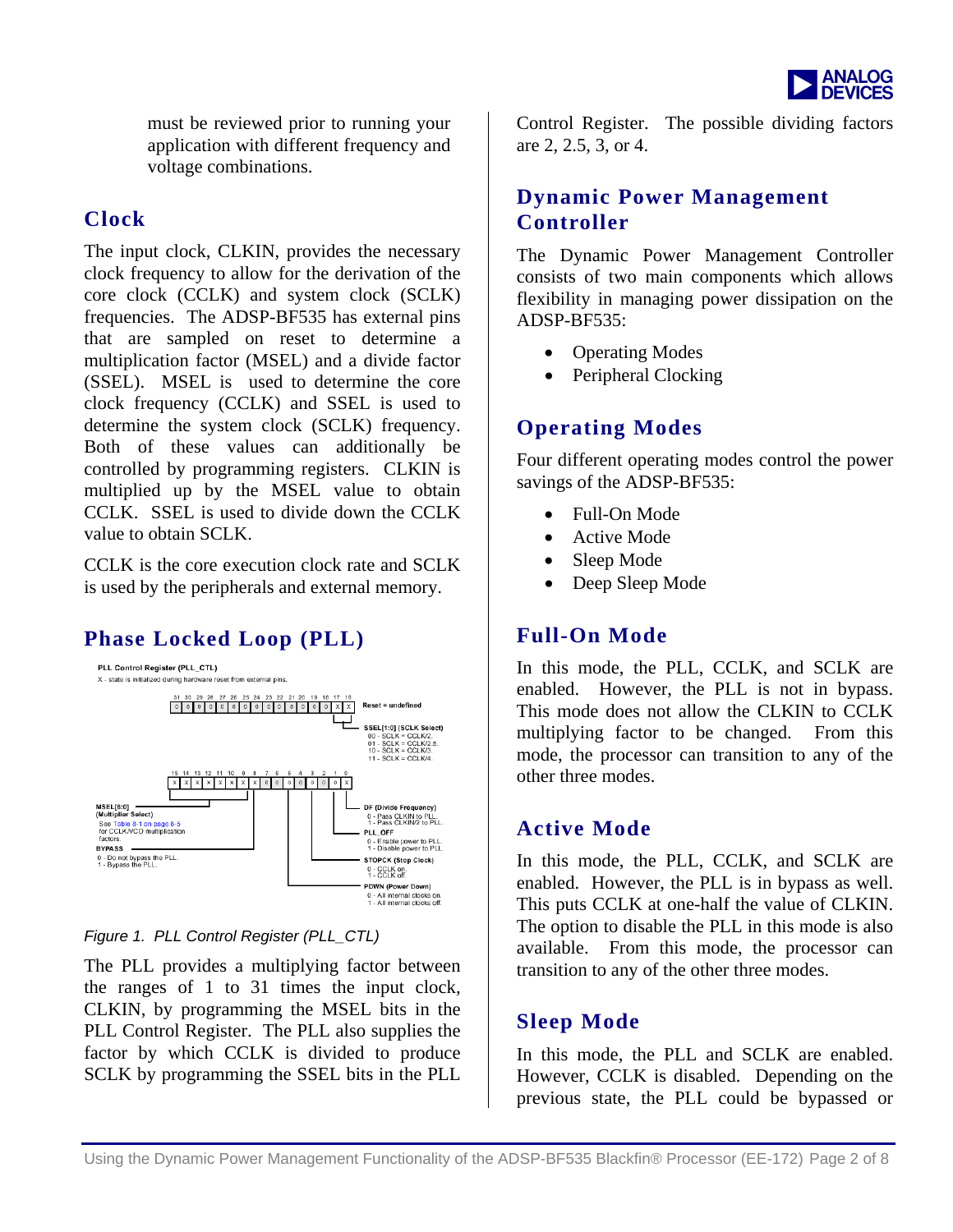must be reviewed prior to running your application with different frequency and voltage combinations.

## Clock

The input clock, CLKIN, provides the necessary clock frequency to allow for the derivation of the core clock (CCLK) and system clock (SCLK) frequencies. The ADSP-BF535 has external pins that are sampled on reset to determine a multiplication factor (MSEL) and a divide factor (SSEL). MSEL is used to determine the core clock frequency (CCLK) and SSEL is used to determine the system clock (SCLK) frequency. Both of these values can additionally be controlled by programming registers. CLKIN is multiplied up by the MSEL value to obtain CCLK. SSEL is used to divide down the CCLK value to obtain SCLK.

CCLK is the core execution clock rate and SCLK is used by the peripherals and external memory.

## Phase Locked Loop (PLL)

PLL Control Register (PLL_CTL)

X - state is initialized during hardware reset from external pins.

Bits 31–16: 0 0 0 0 0 0 0 0 0 0 0 0 0 0 X X — Reset = undefined

SSEL[1:0] (SCLK Select)
00 - SCLK = CCLK/2.
01 - SCLK = CCLK/2.5.
10 - SCLK = CCLK/3.
11 - SCLK = CCLK/4.

Bits 15–0: X X X X X X X X 0 0 0 0 0 0 0 X

MSEL[6:0] (Multiplier Select)
See Table 8-1 on page 8-5 for CCLK/VCO multiplication factors.

BYPASS
0 - Do not bypass the PLL.
1 - Bypass the PLL.

DF (Divide Frequency)
0 - Pass CLKIN to PLL.
1 - Pass CLKIN/2 to PLL.

PLL_OFF
0 - Enable power to PLL.
1 - Disable power to PLL.

STOPCK (Stop Clock)
0 - CCLK on.
1 - CCLK off.

PDWN (Power Down)
0 - All internal clocks on.
1 - All internal clocks off.

*Figure 1. PLL Control Register (PLL_CTL)*

The PLL provides a multiplying factor between the ranges of 1 to 31 times the input clock, CLKIN, by programming the MSEL bits in the PLL Control Register. The PLL also supplies the factor by which CCLK is divided to produce SCLK by programming the SSEL bits in the PLL Control Register. The possible dividing factors are 2, 2.5, 3, or 4.

## Dynamic Power Management Controller

The Dynamic Power Management Controller consists of two main components which allows flexibility in managing power dissipation on the ADSP-BF535:

- Operating Modes
- Peripheral Clocking

## Operating Modes

Four different operating modes control the power savings of the ADSP-BF535:

- Full-On Mode
- Active Mode
- Sleep Mode
- Deep Sleep Mode

## Full-On Mode

In this mode, the PLL, CCLK, and SCLK are enabled. However, the PLL is not in bypass. This mode does not allow the CLKIN to CCLK multiplying factor to be changed. From this mode, the processor can transition to any of the other three modes.

## Active Mode

In this mode, the PLL, CCLK, and SCLK are enabled. However, the PLL is in bypass as well. This puts CCLK at one-half the value of CLKIN. The option to disable the PLL in this mode is also available. From this mode, the processor can transition to any of the other three modes.

## Sleep Mode

In this mode, the PLL and SCLK are enabled. However, CCLK is disabled. Depending on the previous state, the PLL could be bypassed or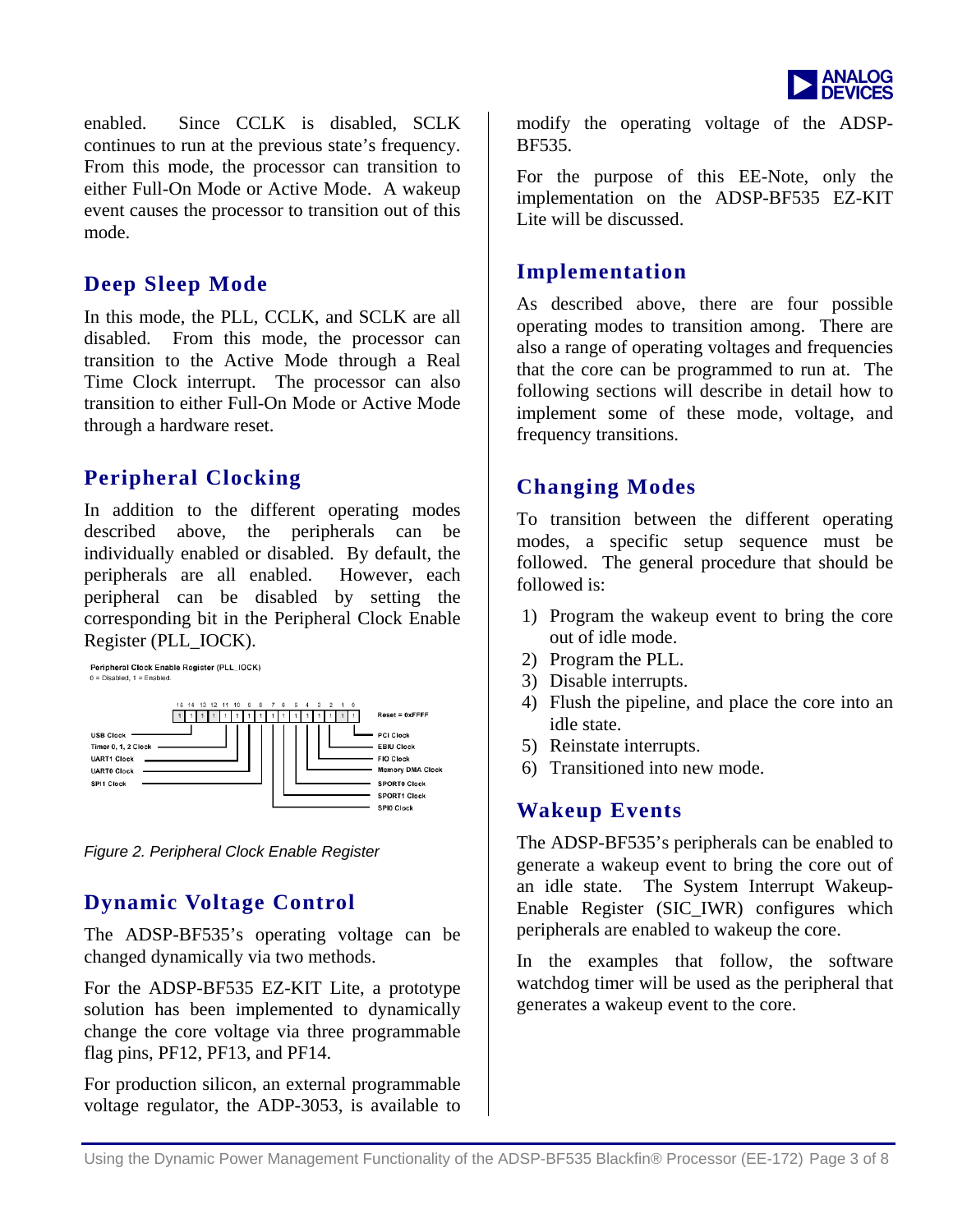enabled. Since CCLK is disabled, SCLK continues to run at the previous state's frequency. From this mode, the processor can transition to either Full-On Mode or Active Mode. A wakeup event causes the processor to transition out of this mode.

## Deep Sleep Mode

In this mode, the PLL, CCLK, and SCLK are all disabled. From this mode, the processor can transition to the Active Mode through a Real Time Clock interrupt. The processor can also transition to either Full-On Mode or Active Mode through a hardware reset.

## Peripheral Clocking

In addition to the different operating modes described above, the peripherals can be individually enabled or disabled. By default, the peripherals are all enabled. However, each peripheral can be disabled by setting the corresponding bit in the Peripheral Clock Enable Register (PLL_IOCK).

Peripheral Clock Enable Register (PLL_IOCK)
0 = Disabled, 1 = Enabled

Reset = 0xFFFF

USB Clock, Timer 0, 1, 2 Clock, UART1 Clock, UART0 Clock, SPI1 Clock, PCI Clock, EBIU Clock, FIO Clock, Memory DMA Clock, SPORT0 Clock, SPORT1 Clock, SPI0 Clock

*Figure 2. Peripheral Clock Enable Register*

## Dynamic Voltage Control

The ADSP-BF535's operating voltage can be changed dynamically via two methods.

For the ADSP-BF535 EZ-KIT Lite, a prototype solution has been implemented to dynamically change the core voltage via three programmable flag pins, PF12, PF13, and PF14.

For production silicon, an external programmable voltage regulator, the ADP-3053, is available to modify the operating voltage of the ADSP-BF535.

For the purpose of this EE-Note, only the implementation on the ADSP-BF535 EZ-KIT Lite will be discussed.

## Implementation

As described above, there are four possible operating modes to transition among. There are also a range of operating voltages and frequencies that the core can be programmed to run at. The following sections will describe in detail how to implement some of these mode, voltage, and frequency transitions.

## Changing Modes

To transition between the different operating modes, a specific setup sequence must be followed. The general procedure that should be followed is:

1) Program the wakeup event to bring the core out of idle mode.
2) Program the PLL.
3) Disable interrupts.
4) Flush the pipeline, and place the core into an idle state.
5) Reinstate interrupts.
6) Transitioned into new mode.

## Wakeup Events

The ADSP-BF535's peripherals can be enabled to generate a wakeup event to bring the core out of an idle state. The System Interrupt Wakeup-Enable Register (SIC_IWR) configures which peripherals are enabled to wakeup the core.

In the examples that follow, the software watchdog timer will be used as the peripheral that generates a wakeup event to the core.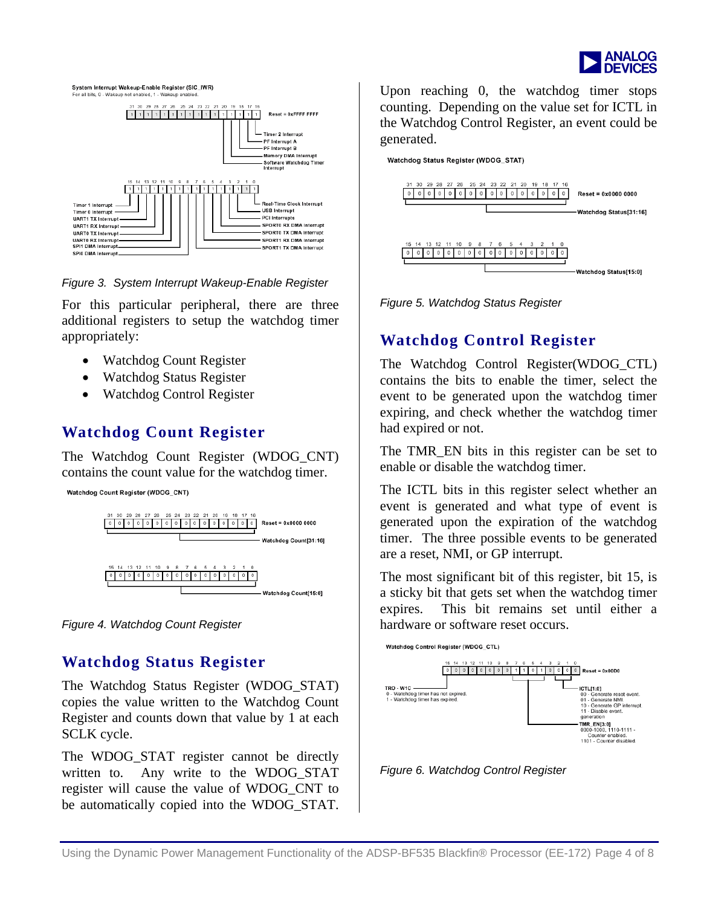System Interrupt Wakeup-Enable Register (SIC_IWR)
For all bits, 0 - Wakeup not enabled, 1 - Wakeup enabled.

Reset = 0xFFFF FFFF

- Timer 2 Interrupt
- PF Interrupt A
- PF Interrupt B
- Memory DMA Interrupt
- Software Watchdog Timer Interrupt
- Real-Time Clock Interrupt
- USB Interrupt
- PCI Interrupts
- SPORT0 RX DMA Interrupt
- SPORT0 TX DMA Interrupt
- SPORT1 RX DMA Interrupt
- SPORT1 TX DMA Interrupt
- Timer 1 Interrupt
- Timer 0 Interrupt
- UART1 TX Interrupt
- UART1 RX Interrupt
- UART0 TX Interrupt
- UART0 RX Interrupt
- SPI1 DMA Interrupt
- SPI0 DMA Interrupt

*Figure 3. System Interrupt Wakeup-Enable Register*

For this particular peripheral, there are three additional registers to setup the watchdog timer appropriately:

- Watchdog Count Register
- Watchdog Status Register
- Watchdog Control Register

## Watchdog Count Register

The Watchdog Count Register (WDOG_CNT) contains the count value for the watchdog timer.

Watchdog Count Register (WDOG_CNT)

Reset = 0x0000 0000

Watchdog Count[31:16]

Watchdog Count[15:0]

*Figure 4. Watchdog Count Register*

## Watchdog Status Register

The Watchdog Status Register (WDOG_STAT) copies the value written to the Watchdog Count Register and counts down that value by 1 at each SCLK cycle.

The WDOG_STAT register cannot be directly written to. Any write to the WDOG_STAT register will cause the value of WDOG_CNT to be automatically copied into the WDOG_STAT. Upon reaching 0, the watchdog timer stops counting. Depending on the value set for ICTL in the Watchdog Control Register, an event could be generated.

Watchdog Status Register (WDOG_STAT)

Reset = 0x0000 0000

Watchdog Status[31:16]

Watchdog Status[15:0]

*Figure 5. Watchdog Status Register*

## Watchdog Control Register

The Watchdog Control Register(WDOG_CTL) contains the bits to enable the timer, select the event to be generated upon the watchdog timer expiring, and check whether the watchdog timer had expired or not.

The TMR_EN bits in this register can be set to enable or disable the watchdog timer.

The ICTL bits in this register select whether an event is generated and what type of event is generated upon the expiration of the watchdog timer. The three possible events to be generated are a reset, NMI, or GP interrupt.

The most significant bit of this register, bit 15, is a sticky bit that gets set when the watchdog timer expires. This bit remains set until either a hardware or software reset occurs.

Watchdog Control Register (WDOG_CTL)

Reset = 0x00D0

TRO - W1C
0 - Watchdog timer has not expired.
1 - Watchdog timer has expired.

ICTL[1:0]
00 - Generate reset event.
01 - Generate NMI
10 - Generate GP interrupt.
11 - Disable event generation

TMR_EN[3:0]
0000-1000, 1110-1111 - Counter enabled.
1101 - Counter disabled.

*Figure 6. Watchdog Control Register*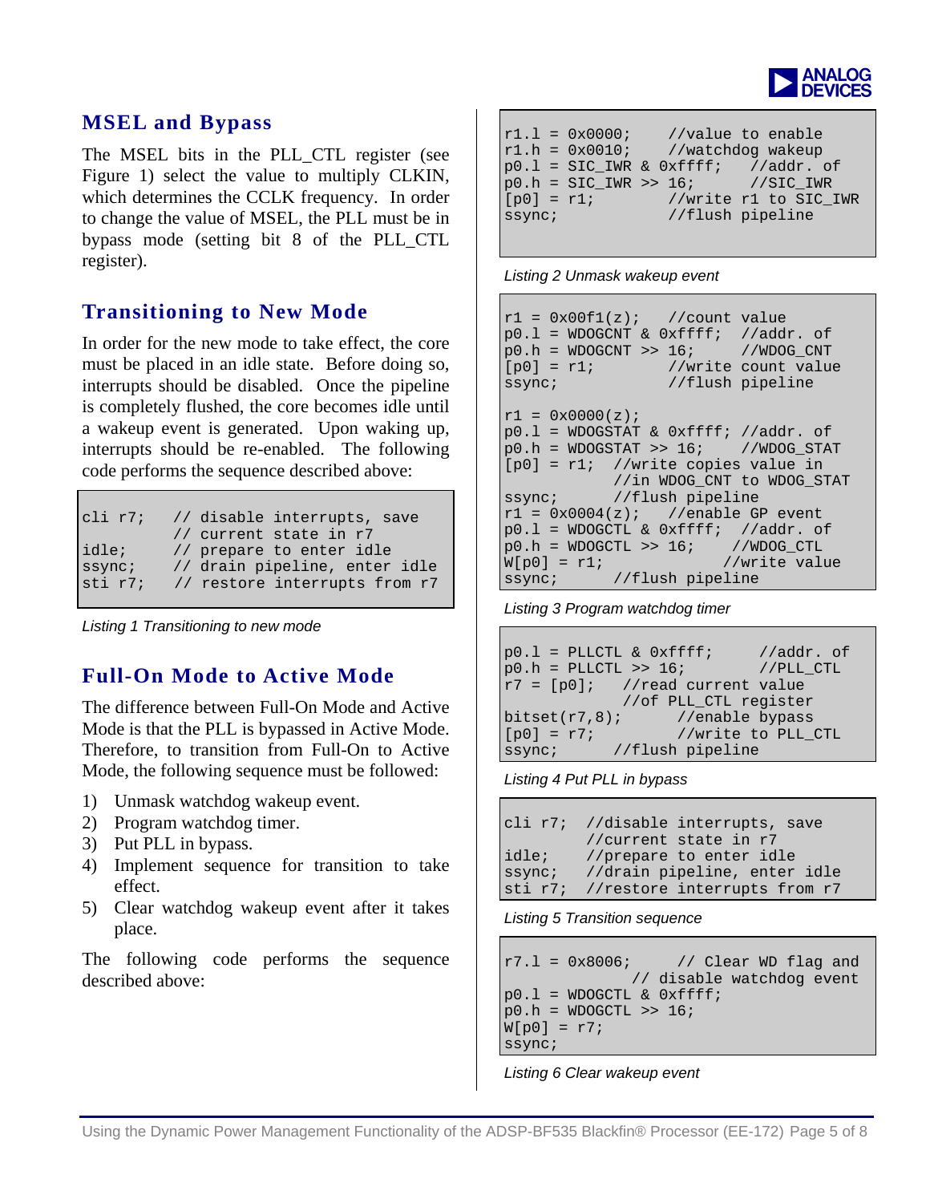## MSEL and Bypass

The MSEL bits in the PLL_CTL register (see Figure 1) select the value to multiply CLKIN, which determines the CCLK frequency. In order to change the value of MSEL, the PLL must be in bypass mode (setting bit 8 of the PLL_CTL register).

## Transitioning to New Mode

In order for the new mode to take effect, the core must be placed in an idle state. Before doing so, interrupts should be disabled. Once the pipeline is completely flushed, the core becomes idle until a wakeup event is generated. Upon waking up, interrupts should be re-enabled. The following code performs the sequence described above:

```
cli r7;   // disable interrupts, save
          // current state in r7
idle;     // prepare to enter idle
ssync;    // drain pipeline, enter idle
sti r7;   // restore interrupts from r7
```

*Listing 1 Transitioning to new mode*

## Full-On Mode to Active Mode

The difference between Full-On Mode and Active Mode is that the PLL is bypassed in Active Mode. Therefore, to transition from Full-On to Active Mode, the following sequence must be followed:

1) Unmask watchdog wakeup event.
2) Program watchdog timer.
3) Put PLL in bypass.
4) Implement sequence for transition to take effect.
5) Clear watchdog wakeup event after it takes place.

The following code performs the sequence described above:

```
r1.l = 0x0000;    //value to enable
r1.h = 0x0010;    //watchdog wakeup
p0.l = SIC_IWR & 0xffff;   //addr. of
p0.h = SIC_IWR >> 16;      //SIC_IWR
[p0] = r1;        //write r1 to SIC_IWR
ssync;            //flush pipeline
```

*Listing 2 Unmask wakeup event*

```
r1 = 0x00f1(z);   //count value
p0.l = WDOGCNT & 0xffff;  //addr. of
p0.h = WDOGCNT >> 16;     //WDOG_CNT
[p0] = r1;        //write count value
ssync;            //flush pipeline

r1 = 0x0000(z);
p0.l = WDOGSTAT & 0xffff; //addr. of
p0.h = WDOGSTAT >> 16;    //WDOG_STAT
[p0] = r1;  //write copies value in
            //in WDOG_CNT to WDOG_STAT
ssync;      //flush pipeline
r1 = 0x0004(z);   //enable GP event
p0.l = WDOGCTL & 0xffff;  //addr. of
p0.h = WDOGCTL >> 16;     //WDOG_CTL
W[p0] = r1;               //write value
ssync;      //flush pipeline
```

*Listing 3 Program watchdog timer*

```
p0.l = PLLCTL & 0xffff;     //addr. of
p0.h = PLLCTL >> 16;        //PLL_CTL
r7 = [p0];   //read current value
             //of PLL_CTL register
bitset(r7,8);      //enable bypass
[p0] = r7;         //write to PLL_CTL
ssync;      //flush pipeline
```

*Listing 4 Put PLL in bypass*

```
cli r7;  //disable interrupts, save
         //current state in r7
idle;    //prepare to enter idle
ssync;   //drain pipeline, enter idle
sti r7;  //restore interrupts from r7
```

*Listing 5 Transition sequence*

```
r7.l = 0x8006;     // Clear WD flag and
               // disable watchdog event
p0.l = WDOGCTL & 0xffff;
p0.h = WDOGCTL >> 16;
W[p0] = r7;
ssync;
```

*Listing 6 Clear wakeup event*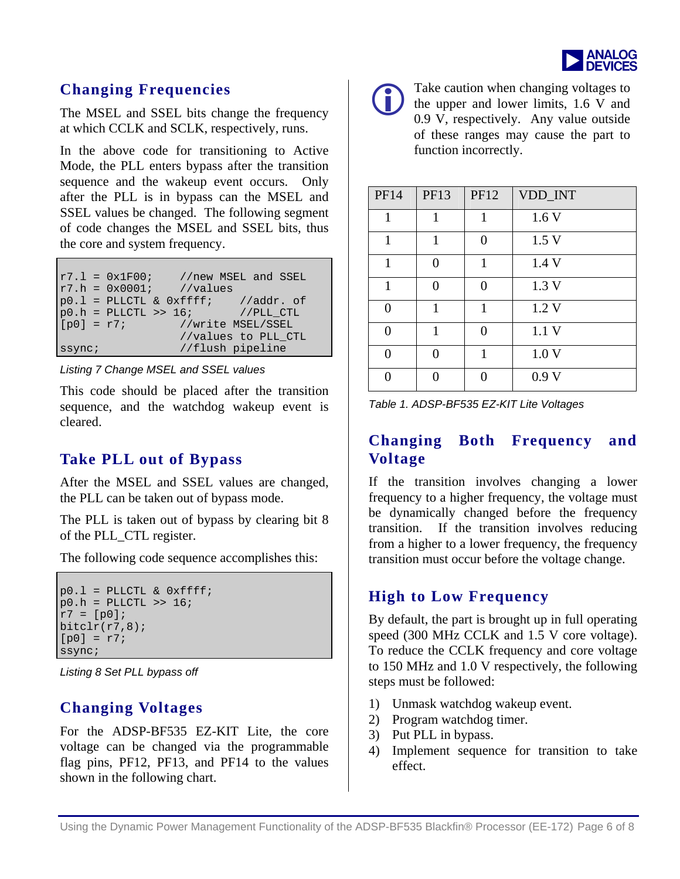## Changing Frequencies

The MSEL and SSEL bits change the frequency at which CCLK and SCLK, respectively, runs.

In the above code for transitioning to Active Mode, the PLL enters bypass after the transition sequence and the wakeup event occurs. Only after the PLL is in bypass can the MSEL and SSEL values be changed. The following segment of code changes the MSEL and SSEL bits, thus the core and system frequency.

```
r7.l = 0x1F00;    //new MSEL and SSEL
r7.h = 0x0001;    //values
p0.l = PLLCTL & 0xffff;    //addr. of
p0.h = PLLCTL >> 16;       //PLL_CTL
[p0] = r7;        //write MSEL/SSEL
                  //values to PLL_CTL
ssync;            //flush pipeline
```

*Listing 7 Change MSEL and SSEL values*

This code should be placed after the transition sequence, and the watchdog wakeup event is cleared.

## Take PLL out of Bypass

After the MSEL and SSEL values are changed, the PLL can be taken out of bypass mode.

The PLL is taken out of bypass by clearing bit 8 of the PLL_CTL register.

The following code sequence accomplishes this:

```
p0.l = PLLCTL & 0xffff;
p0.h = PLLCTL >> 16;
r7 = [p0];
bitclr(r7,8);
[p0] = r7;
ssync;
```

*Listing 8 Set PLL bypass off*

## Changing Voltages

For the ADSP-BF535 EZ-KIT Lite, the core voltage can be changed via the programmable flag pins, PF12, PF13, and PF14 to the values shown in the following chart.

Take caution when changing voltages to the upper and lower limits, 1.6 V and 0.9 V, respectively. Any value outside of these ranges may cause the part to function incorrectly.

| PF14 | PF13 | PF12 | VDD_INT |
|---|---|---|---|
| 1 | 1 | 1 | 1.6 V |
| 1 | 1 | 0 | 1.5 V |
| 1 | 0 | 1 | 1.4 V |
| 1 | 0 | 0 | 1.3 V |
| 0 | 1 | 1 | 1.2 V |
| 0 | 1 | 0 | 1.1 V |
| 0 | 0 | 1 | 1.0 V |
| 0 | 0 | 0 | 0.9 V |

*Table 1. ADSP-BF535 EZ-KIT Lite Voltages*

## Changing Both Frequency and Voltage

If the transition involves changing a lower frequency to a higher frequency, the voltage must be dynamically changed before the frequency transition. If the transition involves reducing from a higher to a lower frequency, the frequency transition must occur before the voltage change.

## High to Low Frequency

By default, the part is brought up in full operating speed (300 MHz CCLK and 1.5 V core voltage). To reduce the CCLK frequency and core voltage to 150 MHz and 1.0 V respectively, the following steps must be followed:

1) Unmask watchdog wakeup event.
2) Program watchdog timer.
3) Put PLL in bypass.
4) Implement sequence for transition to take effect.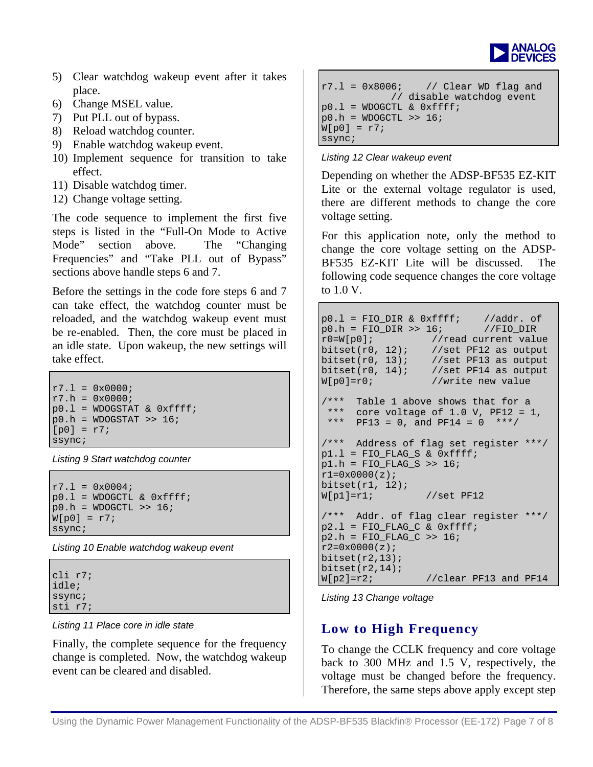5) Clear watchdog wakeup event after it takes place.
6) Change MSEL value.
7) Put PLL out of bypass.
8) Reload watchdog counter.
9) Enable watchdog wakeup event.
10) Implement sequence for transition to take effect.
11) Disable watchdog timer.
12) Change voltage setting.

The code sequence to implement the first five steps is listed in the "Full-On Mode to Active Mode" section above. The "Changing Frequencies" and "Take PLL out of Bypass" sections above handle steps 6 and 7.

Before the settings in the code fore steps 6 and 7 can take effect, the watchdog counter must be reloaded, and the watchdog wakeup event must be re-enabled. Then, the core must be placed in an idle state. Upon wakeup, the new settings will take effect.

```
r7.l = 0x0000;
r7.h = 0x0000;
p0.l = WDOGSTAT & 0xffff;
p0.h = WDOGSTAT >> 16;
[p0] = r7;
ssync;
```

*Listing 9 Start watchdog counter*

```
r7.l = 0x0004;
p0.l = WDOGCTL & 0xffff;
p0.h = WDOGCTL >> 16;
W[p0] = r7;
ssync;
```

*Listing 10 Enable watchdog wakeup event*

```
cli r7;
idle;
ssync;
sti r7;
```

*Listing 11 Place core in idle state*

Finally, the complete sequence for the frequency change is completed. Now, the watchdog wakeup event can be cleared and disabled.

```
r7.l = 0x8006;    // Clear WD flag and
           // disable watchdog event
p0.l = WDOGCTL & 0xffff;
p0.h = WDOGCTL >> 16;
W[p0] = r7;
ssync;
```

*Listing 12 Clear wakeup event*

Depending on whether the ADSP-BF535 EZ-KIT Lite or the external voltage regulator is used, there are different methods to change the core voltage setting.

For this application note, only the method to change the core voltage setting on the ADSP-BF535 EZ-KIT Lite will be discussed. The following code sequence changes the core voltage to 1.0 V.

```
p0.l = FIO_DIR & 0xffff;    //addr. of
p0.h = FIO_DIR >> 16;       //FIO_DIR
r0=W[p0];           //read current value
bitset(r0, 12);     //set PF12 as output
bitset(r0, 13);     //set PF13 as output
bitset(r0, 14);     //set PF14 as output
W[p0]=r0;           //write new value

/***  Table 1 above shows that for a
 ***  core voltage of 1.0 V, PF12 = 1,
 ***  PF13 = 0, and PF14 = 0  ***/

/***  Address of flag set register ***/
p1.l = FIO_FLAG_S & 0xffff;
p1.h = FIO_FLAG_S >> 16;
r1=0x0000(z);
bitset(r1, 12);
W[p1]=r1;          //set PF12

/***  Addr. of flag clear register ***/
p2.l = FIO_FLAG_C & 0xffff;
p2.h = FIO_FLAG_C >> 16;
r2=0x0000(z);
bitset(r2,13);
bitset(r2,14);
W[p2]=r2;          //clear PF13 and PF14
```

*Listing 13 Change voltage*

## Low to High Frequency

To change the CCLK frequency and core voltage back to 300 MHz and 1.5 V, respectively, the voltage must be changed before the frequency. Therefore, the same steps above apply except step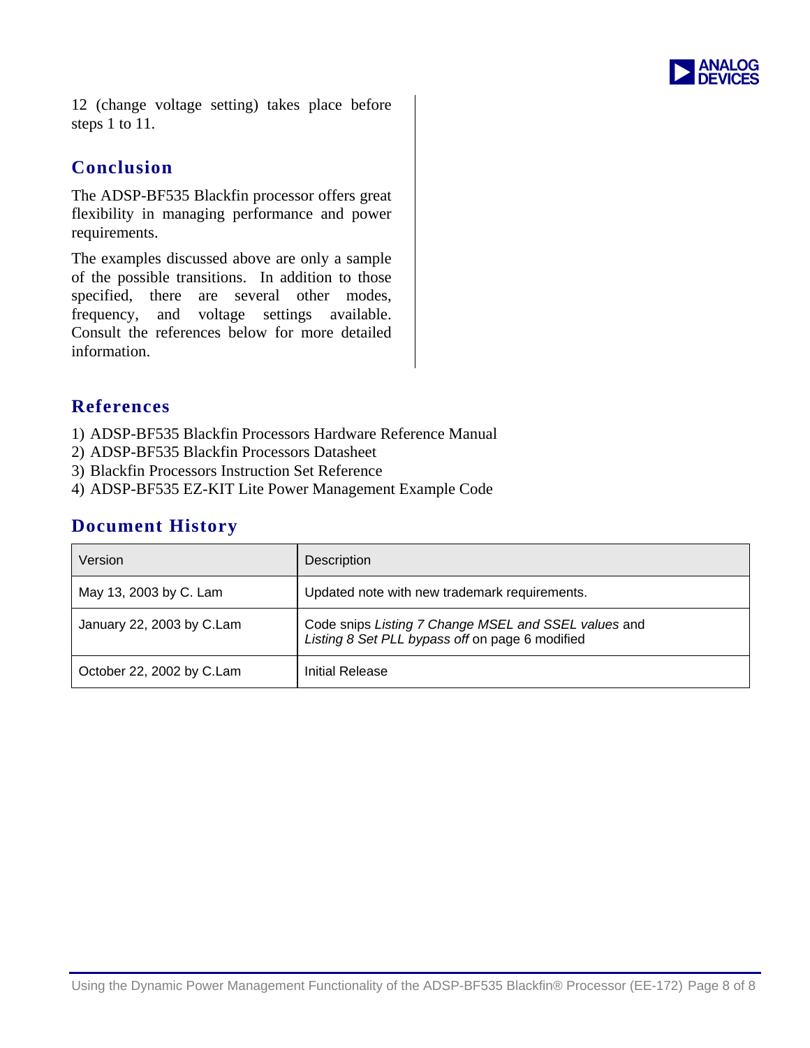12 (change voltage setting) takes place before steps 1 to 11.

## Conclusion

The ADSP-BF535 Blackfin processor offers great flexibility in managing performance and power requirements.

The examples discussed above are only a sample of the possible transitions. In addition to those specified, there are several other modes, frequency, and voltage settings available. Consult the references below for more detailed information.

## References

1) ADSP-BF535 Blackfin Processors Hardware Reference Manual
2) ADSP-BF535 Blackfin Processors Datasheet
3) Blackfin Processors Instruction Set Reference
4) ADSP-BF535 EZ-KIT Lite Power Management Example Code

## Document History

| Version | Description |
|---|---|
| May 13, 2003 by C. Lam | Updated note with new trademark requirements. |
| January 22, 2003 by C.Lam | Code snips *Listing 7 Change MSEL and SSEL values* and *Listing 8 Set PLL bypass off* on page 6 modified |
| October 22, 2002 by C.Lam | Initial Release |